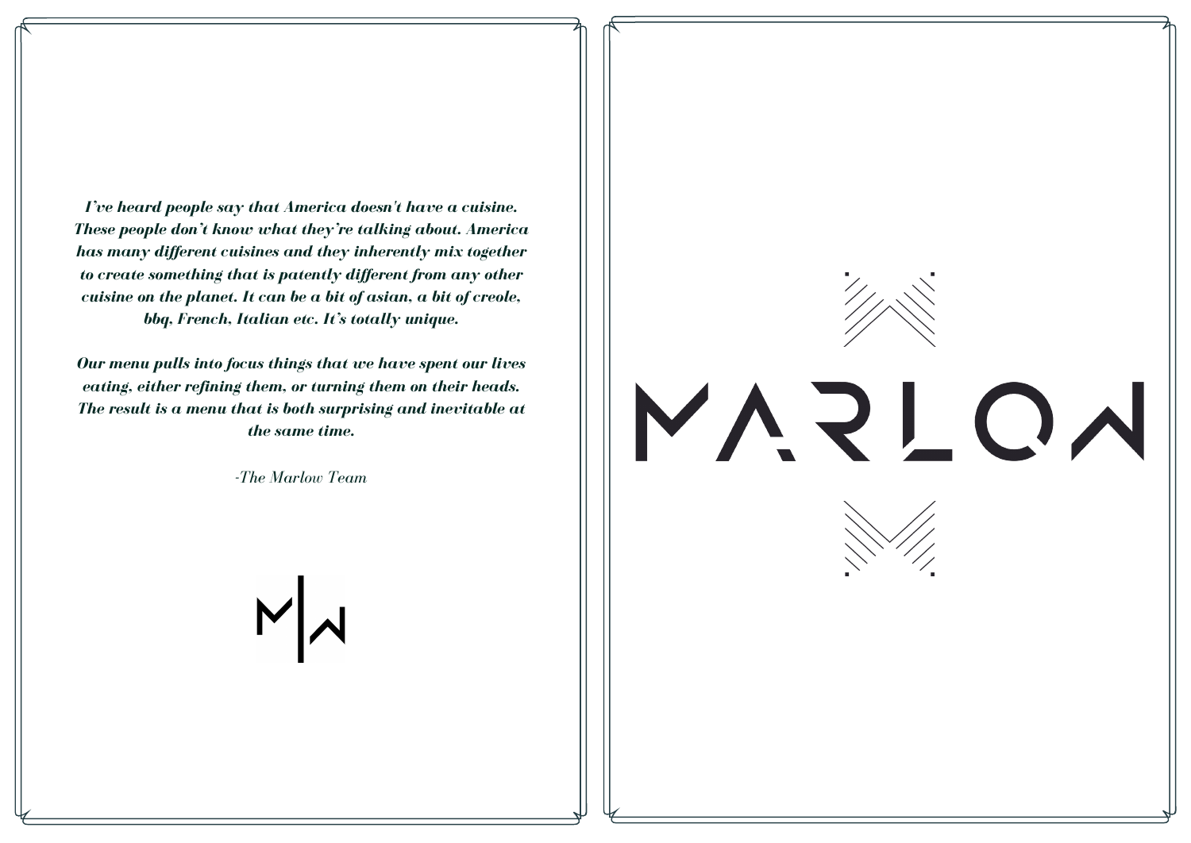***I've heard people say that America doesn't have a cuisine. These people don't know what they're talking about. America has many different cuisines and they inherently mix together to create something that is patently different from any other cuisine on the planet. It can be a bit of asian, a bit of creole, bbq, French, Italian etc. It's totally unique.***

***Our menu pulls into focus things that we have spent our lives eating, either refining them, or turning them on their heads. The result is a menu that is both surprising and inevitable at the same time.***

*-The Marlow Team*

# MARLOW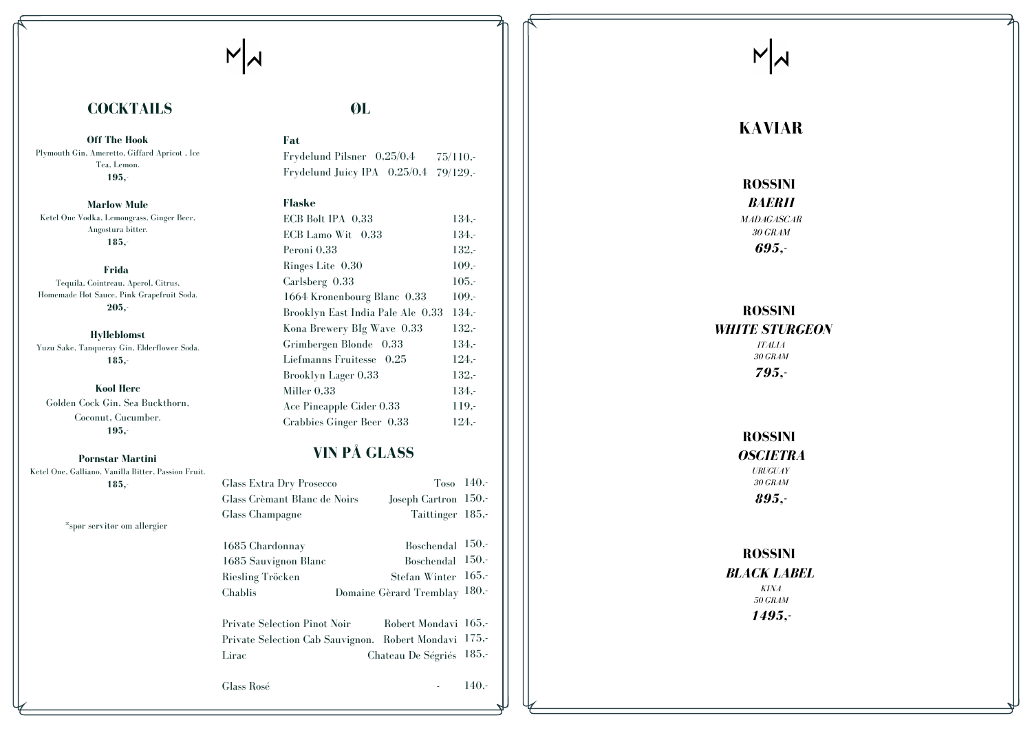M|W

## COCKTAILS

**Off The Hook**
Plymouth Gin, Ameretto, Giffard Apricot , Ice Tea, Lemon.
**195,-**

**Marlow Mule**
Ketel One Vodka, Lemongrass, Ginger Beer, Angostura bitter.
**185,-**

**Frida**
Tequila, Cointreau, Aperol, Citrus, Homemade Hot Sauce, Pink Grapefruit Soda.
**205,-**

**Hylleblomst**
Yuzu Sake, Tanqueray Gin, Elderflower Soda.
**185,-**

**Kool Herc**
Golden Cock Gin, Sea Buckthorn, Coconut, Cucumber.
**195,-**

**Pornstar Martini**
Ketel One, Galliano, Vanilla Bitter, Passion Fruit.
**185,-**

*spør servitør om allergier

## ØL

**Fat**

| | | |
|---|---|---|
| Frydelund Pilsner | 0.25/0.4 | 75/110,- |
| Frydelund Juicy IPA | 0.25/0.4 | 79/129,- |

**Flaske**

| | |
|---|---|
| ECB Bolt IPA 0.33 | 134,- |
| ECB Lamo Wit 0.33 | 134,- |
| Peroni 0.33 | 132,- |
| Ringes Lite 0.30 | 109,- |
| Carlsberg 0.33 | 105,- |
| 1664 Kronenbourg Blanc 0.33 | 109,- |
| Brooklyn East India Pale Ale 0.33 | 134,- |
| Kona Brewery BIg Wave 0.33 | 132,- |
| Grimbergen Blonde 0.33 | 134,- |
| Liefmanns Fruitesse 0.25 | 124,- |
| Brooklyn Lager 0.33 | 132,- |
| Miller 0.33 | 134,- |
| Ace Pineapple Cider 0.33 | 119,- |
| Crabbies Ginger Beer 0.33 | 124,- |

## VIN PÅ GLASS

| | | |
|---|---|---|
| Glass Extra Dry Prosecco | Toso | 140,- |
| Glass Crèmant Blanc de Noirs | Joseph Cartron | 150,- |
| Glass Champagne | Taittinger | 185,- |
| 1685 Chardonnay | Boschendal | 150,- |
| 1685 Sauvignon Blanc | Boschendal | 150,- |
| Riesling Tröcken | Stefan Winter | 165,- |
| Chablis | Domaine Gèrard Tremblay | 180,- |
| Private Selection Pinot Noir | Robert Mondavi | 165,- |
| Private Selection Cab Sauvignon. | Robert Mondavi | 175,- |
| Lirac | Chateau De Ségriés | 185,- |
| Glass Rosé | - | 140,- |

M|W

## KAVIAR

**ROSSINI**
***BAERII***
*MADAGASCAR*
*30 GRAM*
***695,-***

**ROSSINI**
***WHITE STURGEON***
*ITALIA*
*30 GRAM*
***795,-***

**ROSSINI**
***OSCIETRA***
*URUGUAY*
*30 GRAM*
***895,-***

**ROSSINI**
***BLACK LABEL***
*KINA*
*50 GRAM*
***1495,-***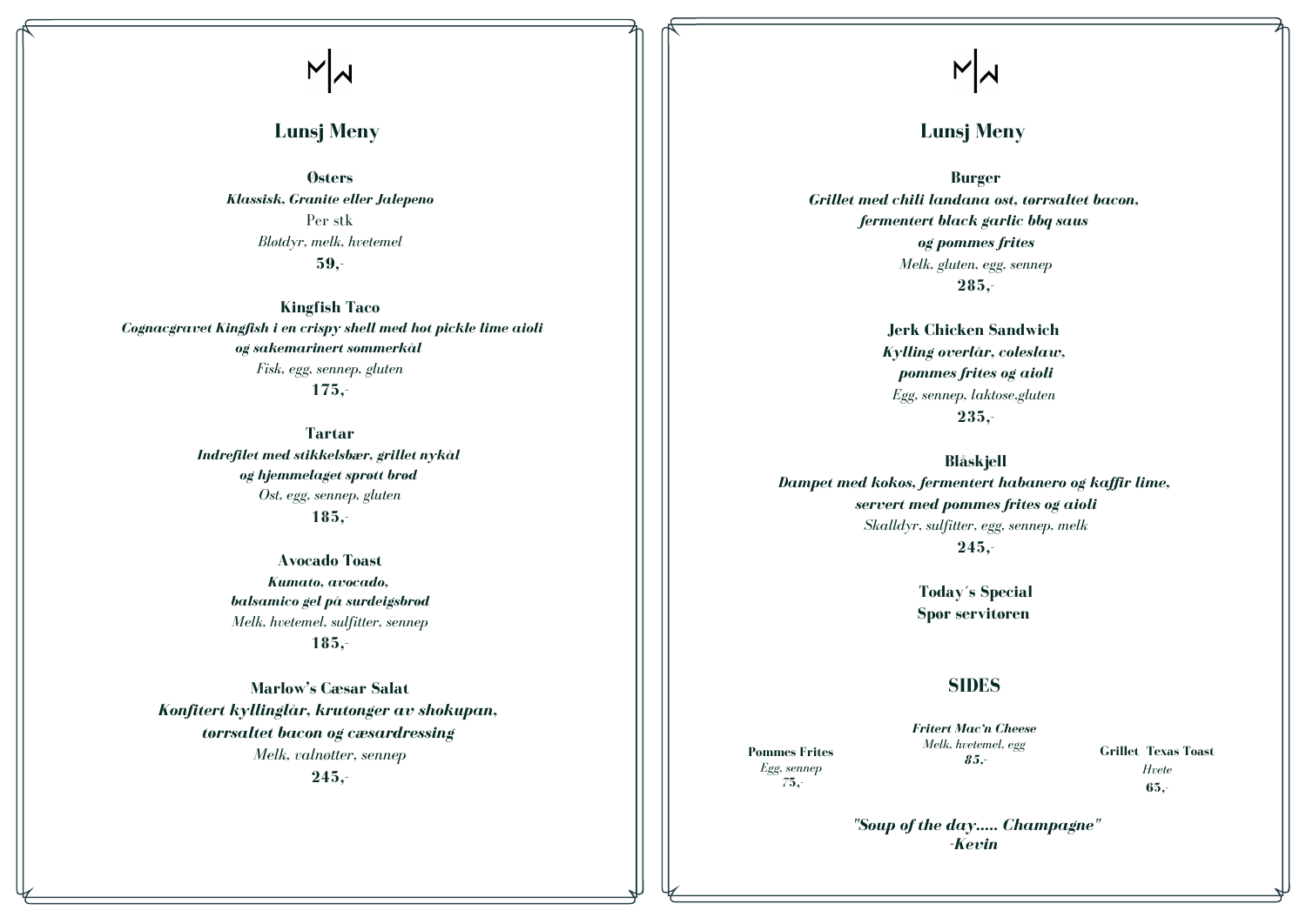M|W

## Lunsj Meny

**Østers**
***Klassisk, Granite eller Jalepeno***
Per stk
*Bløtdyr, melk, hvetemel*
**59,-**

**Kingfish Taco**
***Cognacgravet Kingfish i en crispy shell med hot pickle lime aioli og sakemarinert sommerkål***
*Fisk, egg, sennep, gluten*
**175,-**

**Tartar**
***Indrefilet med stikkelsbær, grillet nykål og hjemmelaget sprøtt brød***
*Ost, egg, sennep, gluten*
**185,-**

**Avocado Toast**
***Kumato, avocado, balsamico gel på surdeigsbrød***
*Melk, hvetemel, sulfitter, sennep*
**185,-**

**Marlow's Cæsar Salat**
***Konfitert kyllinglår, krutonger av shokupan, tørrsaltet bacon og cæsardressing***
*Melk, valnøtter, sennep*
**245,-**

M|W

## Lunsj Meny

**Burger**
***Grillet med chili landana ost, tørrsaltet bacon, fermentert black garlic bbq saus og pommes frites***
*Melk, gluten, egg, sennep*
**285,-**

**Jerk Chicken Sandwich**
***Kylling overlår, coleslaw, pommes frites og aioli***
*Egg, sennep, laktose,gluten*
**235,-**

**Blåskjell**
***Dampet med kokos, fermentert habanero og kaffir lime, servert med pommes frites og aioli***
*Skalldyr, sulfitter, egg, sennep, melk*
**245,-**

**Today´s Special**
**Spør servitøren**

## SIDES

**Pommes Frites**
*Egg, sennep*
*75,-*

***Fritert Mac'n Cheese***
*Melk, hvetemel, egg*
*85,-*

**Grillet Texas Toast**
*Hvete*
**65,-**

***"Soup of the day..... Champagne"***
***-Kevin***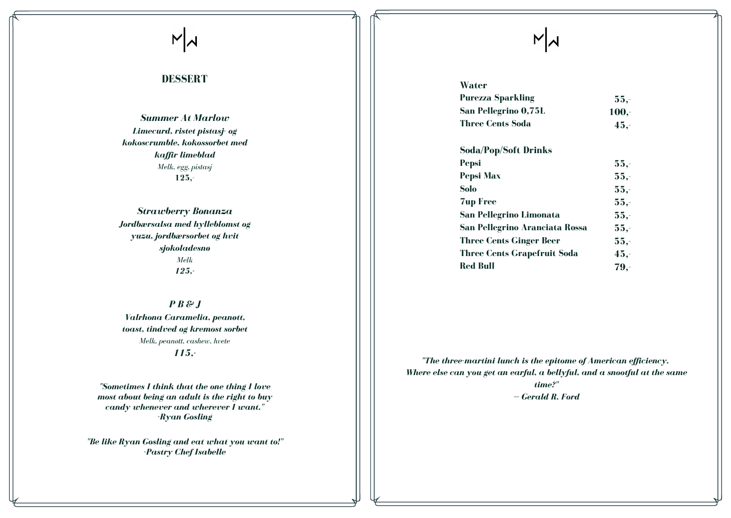## DESSERT

***Summer At Marlow***

***Limecurd, ristet pistasj- og kokoscrumble, kokossorbet med kaffir limeblad***

*Melk, egg, pistasj*

**125,-**

***Strawberry Bonanza***

***Jordbærsalsa med hylleblomst og yuzu, jordbærsorbet og hvit sjokoladesnø***

*Melk*

***125,-***

***P B & J***

***Valrhona Caramelia, peanøtt, toast, tindved og kremost sorbet***

*Melk, peanøtt, cashew, hvete*

***115,-***

***"Sometimes I think that the one thing I love most about being an adult is the right to buy candy whenever and wherever I want."***
***-Ryan Gosling***

***"Be like Ryan Gosling and eat what you want to!"***
***-Pastry Chef Isabelle***

| | |
|---|---|
| **Water** | |
| **Purezza Sparkling** | **55,-** |
| **San Pellegrino 0,75L** | **100,-** |
| **Three Cents Soda** | **45,-** |
| | |
| **Soda/Pop/Soft Drinks** | |
| **Pepsi** | **55,-** |
| **Pepsi Max** | **55,-** |
| **Solo** | **55,-** |
| **7up Free** | **55,-** |
| **San Pellegrino Limonata** | **55,-** |
| **San Pellegrino Aranciata Rossa** | **55,-** |
| **Three Cents Ginger Beer** | **55,-** |
| **Three Cents Grapefruit Soda** | **45,-** |
| **Red Bull** | **79,-** |

***"The three-martini lunch is the epitome of American efficiency. Where else can you get an earful, a bellyful, and a snootful at the same time?"***
***– Gerald R. Ford***